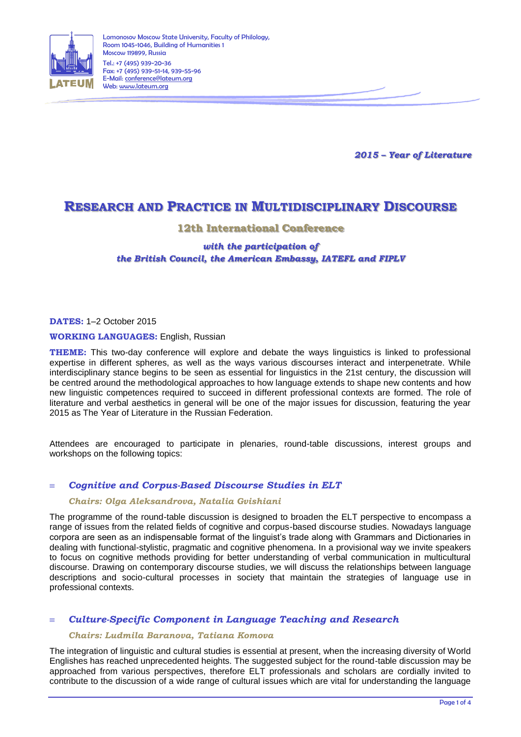Lomonosov Moscow State University, Faculty of Philology,
Room 1045-1046, Building of Humanities 1
Moscow 119899, Russia
Tel.: +7 (495) 939-20-36
Fax: +7 (495) 939-51-14, 939-55-96
E-Mail: conference@lateum.org
Web: www.lateum.org

*2015 – Year of Literature*

# Research and Practice in Multidisciplinary Discourse

## 12th International Conference

*with the participation of*
*the British Council, the American Embassy, IATEFL and FIPLV*

**DATES:** 1–2 October 2015

**WORKING LANGUAGES:** English, Russian

**THEME:** This two-day conference will explore and debate the ways linguistics is linked to professional expertise in different spheres, as well as the ways various discourses interact and interpenetrate. While interdisciplinary stance begins to be seen as essential for linguistics in the 21st century, the discussion will be centred around the methodological approaches to how language extends to shape new contents and how new linguistic competences required to succeed in different professional contexts are formed. The role of literature and verbal aesthetics in general will be one of the major issues for discussion, featuring the year 2015 as The Year of Literature in the Russian Federation.

Attendees are encouraged to participate in plenaries, round-table discussions, interest groups and workshops on the following topics:

### *Cognitive and Corpus-Based Discourse Studies in ELT*

*Chairs: Olga Aleksandrova, Natalia Gvishiani*

The programme of the round-table discussion is designed to broaden the ELT perspective to encompass a range of issues from the related fields of cognitive and corpus-based discourse studies. Nowadays language corpora are seen as an indispensable format of the linguist's trade along with Grammars and Dictionaries in dealing with functional-stylistic, pragmatic and cognitive phenomena. In a provisional way we invite speakers to focus on cognitive methods providing for better understanding of verbal communication in multicultural discourse. Drawing on contemporary discourse studies, we will discuss the relationships between language descriptions and socio-cultural processes in society that maintain the strategies of language use in professional contexts.

### *Culture-Specific Component in Language Teaching and Research*

*Chairs: Ludmila Baranova, Tatiana Komova*

The integration of linguistic and cultural studies is essential at present, when the increasing diversity of World Englishes has reached unprecedented heights. The suggested subject for the round-table discussion may be approached from various perspectives, therefore ELT professionals and scholars are cordially invited to contribute to the discussion of a wide range of cultural issues which are vital for understanding the language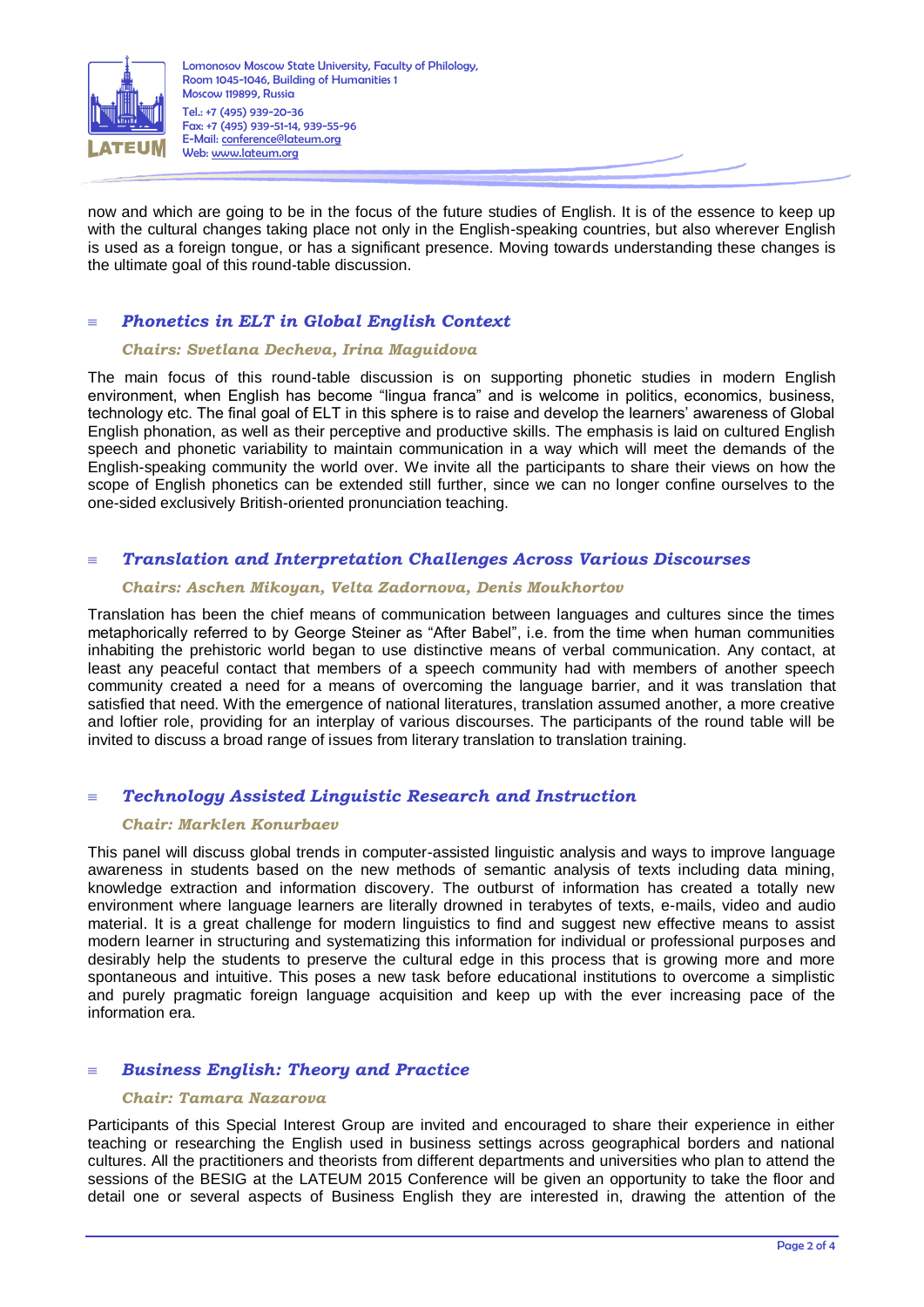now and which are going to be in the focus of the future studies of English. It is of the essence to keep up with the cultural changes taking place not only in the English-speaking countries, but also wherever English is used as a foreign tongue, or has a significant presence. Moving towards understanding these changes is the ultimate goal of this round-table discussion.

### *Phonetics in ELT in Global English Context*

***Chairs: Svetlana Decheva, Irina Maguidova***

The main focus of this round-table discussion is on supporting phonetic studies in modern English environment, when English has become "lingua franca" and is welcome in politics, economics, business, technology etc. The final goal of ELT in this sphere is to raise and develop the learners' awareness of Global English phonation, as well as their perceptive and productive skills. The emphasis is laid on cultured English speech and phonetic variability to maintain communication in a way which will meet the demands of the English-speaking community the world over. We invite all the participants to share their views on how the scope of English phonetics can be extended still further, since we can no longer confine ourselves to the one-sided exclusively British-oriented pronunciation teaching.

### *Translation and Interpretation Challenges Across Various Discourses*

***Chairs: Aschen Mikoyan, Velta Zadornova, Denis Moukhortov***

Translation has been the chief means of communication between languages and cultures since the times metaphorically referred to by George Steiner as "After Babel", i.e. from the time when human communities inhabiting the prehistoric world began to use distinctive means of verbal communication. Any contact, at least any peaceful contact that members of a speech community had with members of another speech community created a need for a means of overcoming the language barrier, and it was translation that satisfied that need. With the emergence of national literatures, translation assumed another, a more creative and loftier role, providing for an interplay of various discourses. The participants of the round table will be invited to discuss a broad range of issues from literary translation to translation training.

### *Technology Assisted Linguistic Research and Instruction*

***Chair: Marklen Konurbaev***

This panel will discuss global trends in computer-assisted linguistic analysis and ways to improve language awareness in students based on the new methods of semantic analysis of texts including data mining, knowledge extraction and information discovery. The outburst of information has created a totally new environment where language learners are literally drowned in terabytes of texts, e-mails, video and audio material. It is a great challenge for modern linguistics to find and suggest new effective means to assist modern learner in structuring and systematizing this information for individual or professional purposes and desirably help the students to preserve the cultural edge in this process that is growing more and more spontaneous and intuitive. This poses a new task before educational institutions to overcome a simplistic and purely pragmatic foreign language acquisition and keep up with the ever increasing pace of the information era.

### *Business English: Theory and Practice*

***Chair: Tamara Nazarova***

Participants of this Special Interest Group are invited and encouraged to share their experience in either teaching or researching the English used in business settings across geographical borders and national cultures. All the practitioners and theorists from different departments and universities who plan to attend the sessions of the BESIG at the LATEUM 2015 Conference will be given an opportunity to take the floor and detail one or several aspects of Business English they are interested in, drawing the attention of the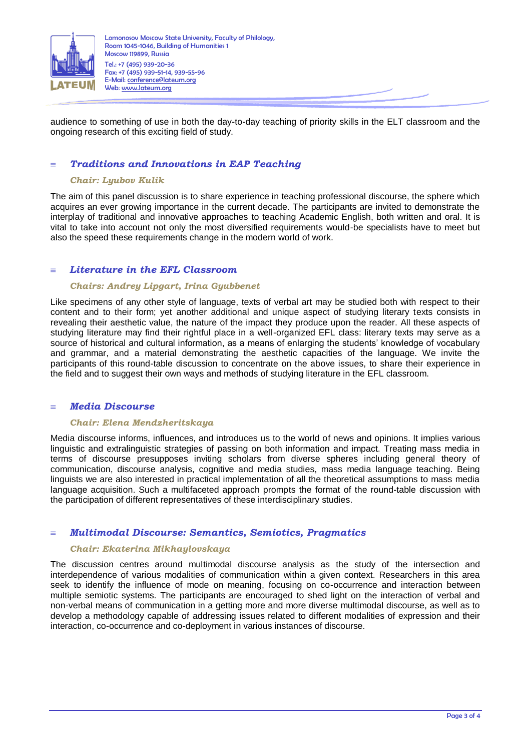audience to something of use in both the day-to-day teaching of priority skills in the ELT classroom and the ongoing research of this exciting field of study.

## *Traditions and Innovations in EAP Teaching*

***Chair: Lyubov Kulik***

The aim of this panel discussion is to share experience in teaching professional discourse, the sphere which acquires an ever growing importance in the current decade. The participants are invited to demonstrate the interplay of traditional and innovative approaches to teaching Academic English, both written and oral. It is vital to take into account not only the most diversified requirements would-be specialists have to meet but also the speed these requirements change in the modern world of work.

## *Literature in the EFL Classroom*

***Chairs: Andrey Lipgart, Irina Gyubbenet***

Like specimens of any other style of language, texts of verbal art may be studied both with respect to their content and to their form; yet another additional and unique aspect of studying literary texts consists in revealing their aesthetic value, the nature of the impact they produce upon the reader. All these aspects of studying literature may find their rightful place in a well-organized EFL class: literary texts may serve as a source of historical and cultural information, as a means of enlarging the students' knowledge of vocabulary and grammar, and a material demonstrating the aesthetic capacities of the language. We invite the participants of this round-table discussion to concentrate on the above issues, to share their experience in the field and to suggest their own ways and methods of studying literature in the EFL classroom.

## *Media Discourse*

***Chair: Elena Mendzheritskaya***

Media discourse informs, influences, and introduces us to the world of news and opinions. It implies various linguistic and extralinguistic strategies of passing on both information and impact. Treating mass media in terms of discourse presupposes inviting scholars from diverse spheres including general theory of communication, discourse analysis, cognitive and media studies, mass media language teaching. Being linguists we are also interested in practical implementation of all the theoretical assumptions to mass media language acquisition. Such a multifaceted approach prompts the format of the round-table discussion with the participation of different representatives of these interdisciplinary studies.

## *Multimodal Discourse: Semantics, Semiotics, Pragmatics*

***Chair: Ekaterina Mikhaylovskaya***

The discussion centres around multimodal discourse analysis as the study of the intersection and interdependence of various modalities of communication within a given context. Researchers in this area seek to identify the influence of mode on meaning, focusing on co-occurrence and interaction between multiple semiotic systems. The participants are encouraged to shed light on the interaction of verbal and non-verbal means of communication in a getting more and more diverse multimodal discourse, as well as to develop a methodology capable of addressing issues related to different modalities of expression and their interaction, co-occurrence and co-deployment in various instances of discourse.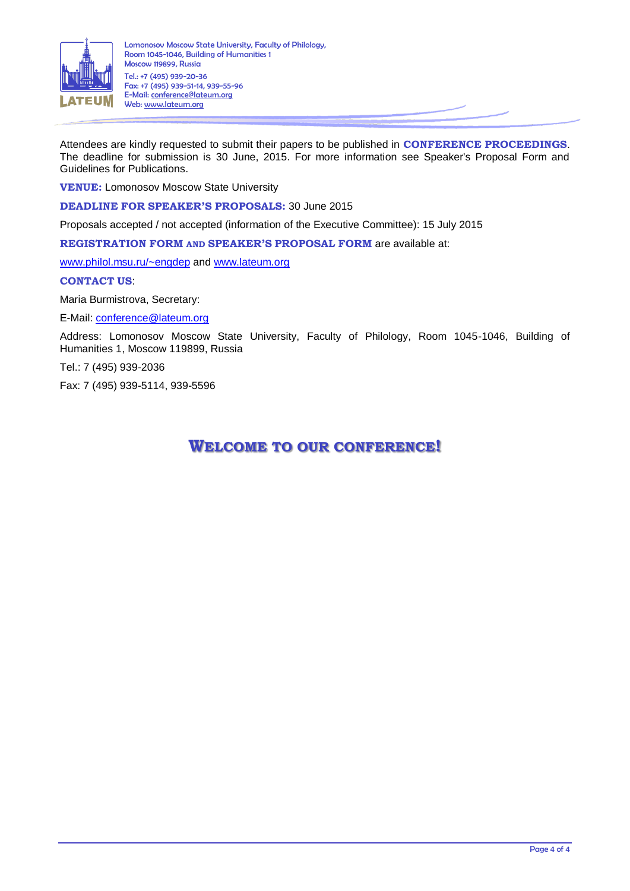Attendees are kindly requested to submit their papers to be published in **CONFERENCE PROCEEDINGS**. The deadline for submission is 30 June, 2015. For more information see Speaker's Proposal Form and Guidelines for Publications.

**VENUE:** Lomonosov Moscow State University

**DEADLINE FOR SPEAKER'S PROPOSALS:** 30 June 2015

Proposals accepted / not accepted (information of the Executive Committee): 15 July 2015

**REGISTRATION FORM AND SPEAKER'S PROPOSAL FORM** are available at:

www.philol.msu.ru/~engdep and www.lateum.org

**CONTACT US**:

Maria Burmistrova, Secretary:

E-Mail: conference@lateum.org

Address: Lomonosov Moscow State University, Faculty of Philology, Room 1045-1046, Building of Humanities 1, Moscow 119899, Russia

Tel.: 7 (495) 939-2036

Fax: 7 (495) 939-5114, 939-5596

## WELCOME TO OUR CONFERENCE!